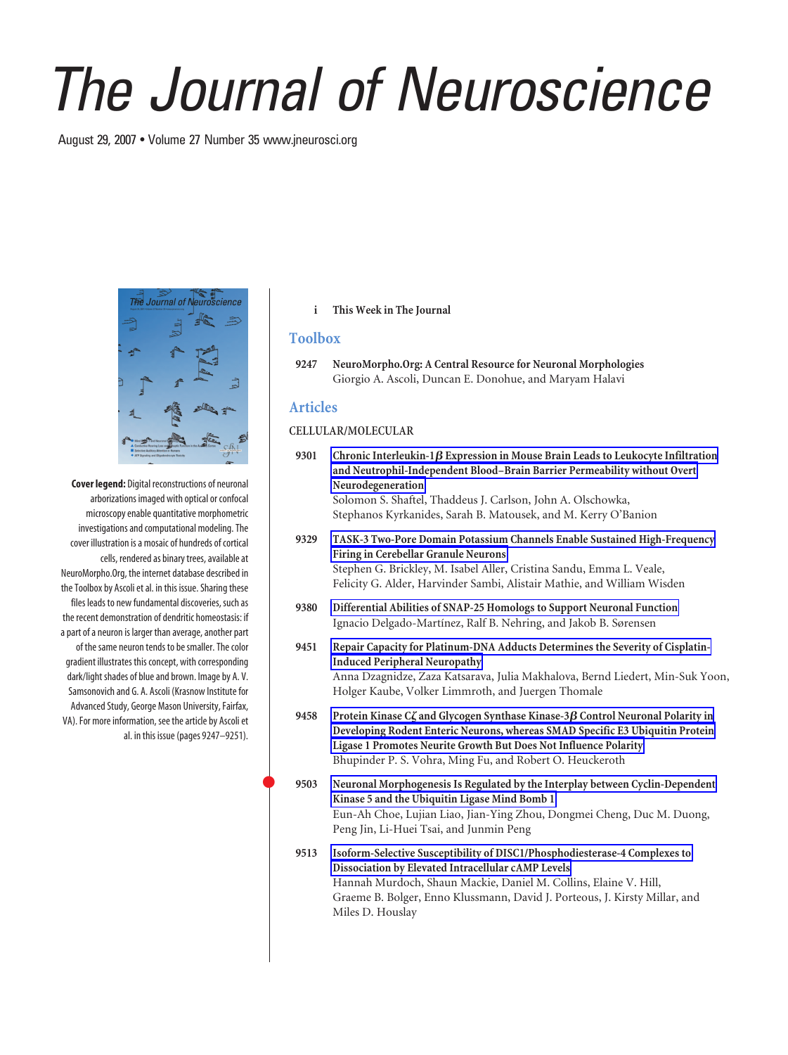# The Journal of Neuroscience

August 29, 2007 • Volume 27 Number 35 www.jneurosci.org

**Cover legend:** Digital reconstructions of neuronal arborizations imaged with optical or confocal microscopy enable quantitative morphometric investigations and computational modeling. The cover illustration is a mosaic of hundreds of cortical cells, rendered as binary trees, available at NeuroMorpho.Org, the internet database described in the Toolbox by Ascoli et al. in this issue. Sharing these files leads to new fundamental discoveries, such as the recent demonstration of dendritic homeostasis: if a part of a neuron is larger than average, another part of the same neuron tends to be smaller. The color gradient illustrates this concept, with corresponding dark/light shades of blue and brown. Image by A. V. Samsonovich and G. A. Ascoli (Krasnow Institute for Advanced Study, George Mason University, Fairfax, VA). For more information, see the article by Ascoli et al. in this issue (pages 9247–9251).

i **This Week in The Journal**

## Toolbox

9247 **NeuroMorpho.Org: A Central Resource for Neuronal Morphologies**
Giorgio A. Ascoli, Duncan E. Donohue, and Maryam Halavi

## Articles

### CELLULAR/MOLECULAR

9301 **Chronic Interleukin-1β Expression in Mouse Brain Leads to Leukocyte Infiltration and Neutrophil-Independent Blood–Brain Barrier Permeability without Overt Neurodegeneration**
Solomon S. Shaftel, Thaddeus J. Carlson, John A. Olschowka, Stephanos Kyrkanides, Sarah B. Matousek, and M. Kerry O'Banion

9329 **TASK-3 Two-Pore Domain Potassium Channels Enable Sustained High-Frequency Firing in Cerebellar Granule Neurons**
Stephen G. Brickley, M. Isabel Aller, Cristina Sandu, Emma L. Veale, Felicity G. Alder, Harvinder Sambi, Alistair Mathie, and William Wisden

9380 **Differential Abilities of SNAP-25 Homologs to Support Neuronal Function**
Ignacio Delgado-Martínez, Ralf B. Nehring, and Jakob B. Sørensen

9451 **Repair Capacity for Platinum-DNA Adducts Determines the Severity of Cisplatin-Induced Peripheral Neuropathy**
Anna Dzagnidze, Zaza Katsarava, Julia Makhalova, Bernd Liedert, Min-Suk Yoon, Holger Kaube, Volker Limmroth, and Juergen Thomale

9458 **Protein Kinase Cζ and Glycogen Synthase Kinase-3β Control Neuronal Polarity in Developing Rodent Enteric Neurons, whereas SMAD Specific E3 Ubiquitin Protein Ligase 1 Promotes Neurite Growth But Does Not Influence Polarity**
Bhupinder P. S. Vohra, Ming Fu, and Robert O. Heuckeroth

9503 **Neuronal Morphogenesis Is Regulated by the Interplay between Cyclin-Dependent Kinase 5 and the Ubiquitin Ligase Mind Bomb 1**
Eun-Ah Choe, Lujian Liao, Jian-Ying Zhou, Dongmei Cheng, Duc M. Duong, Peng Jin, Li-Huei Tsai, and Junmin Peng

9513 **Isoform-Selective Susceptibility of DISC1/Phosphodiesterase-4 Complexes to Dissociation by Elevated Intracellular cAMP Levels**
Hannah Murdoch, Shaun Mackie, Daniel M. Collins, Elaine V. Hill, Graeme B. Bolger, Enno Klussmann, David J. Porteous, J. Kirsty Millar, and Miles D. Houslay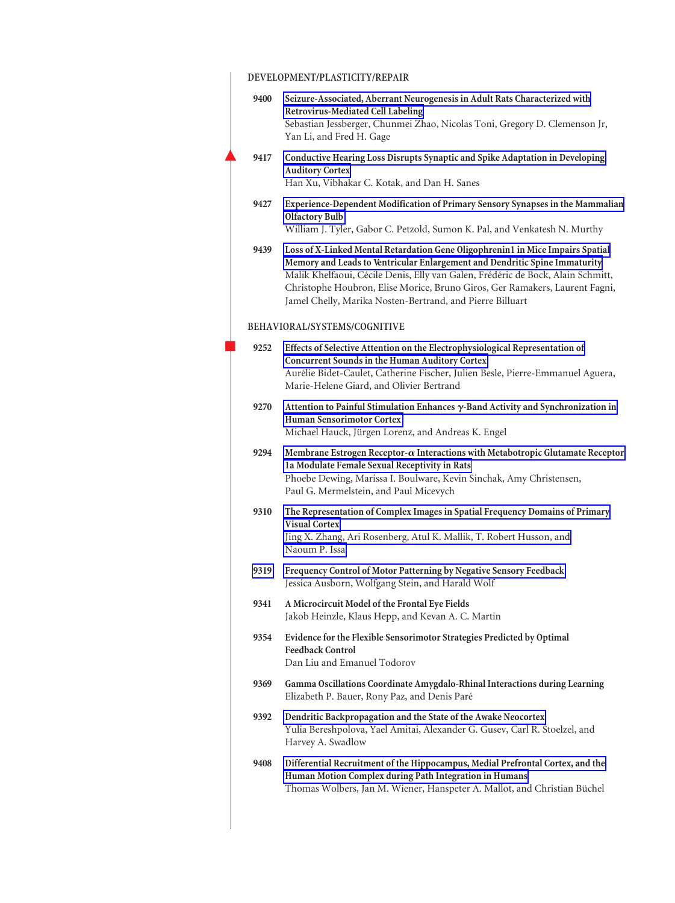## DEVELOPMENT/PLASTICITY/REPAIR

**9400** **Seizure-Associated, Aberrant Neurogenesis in Adult Rats Characterized with Retrovirus-Mediated Cell Labeling**
Sebastian Jessberger, Chunmei Zhao, Nicolas Toni, Gregory D. Clemenson Jr, Yan Li, and Fred H. Gage

**9417** **Conductive Hearing Loss Disrupts Synaptic and Spike Adaptation in Developing Auditory Cortex**
Han Xu, Vibhakar C. Kotak, and Dan H. Sanes

**9427** **Experience-Dependent Modification of Primary Sensory Synapses in the Mammalian Olfactory Bulb**
William J. Tyler, Gabor C. Petzold, Sumon K. Pal, and Venkatesh N. Murthy

**9439** **Loss of X-Linked Mental Retardation Gene Oligophrenin1 in Mice Impairs Spatial Memory and Leads to Ventricular Enlargement and Dendritic Spine Immaturity**
Malik Khelfaoui, Cécile Denis, Elly van Galen, Frédéric de Bock, Alain Schmitt, Christophe Houbron, Elise Morice, Bruno Giros, Ger Ramakers, Laurent Fagni, Jamel Chelly, Marika Nosten-Bertrand, and Pierre Billuart

## BEHAVIORAL/SYSTEMS/COGNITIVE

**9252** **Effects of Selective Attention on the Electrophysiological Representation of Concurrent Sounds in the Human Auditory Cortex**
Aurélie Bidet-Caulet, Catherine Fischer, Julien Besle, Pierre-Emmanuel Aguera, Marie-Helene Giard, and Olivier Bertrand

**9270** **Attention to Painful Stimulation Enhances $\gamma$-Band Activity and Synchronization in Human Sensorimotor Cortex**
Michael Hauck, Jürgen Lorenz, and Andreas K. Engel

**9294** **Membrane Estrogen Receptor-$\alpha$ Interactions with Metabotropic Glutamate Receptor 1a Modulate Female Sexual Receptivity in Rats**
Phoebe Dewing, Marissa I. Boulware, Kevin Sinchak, Amy Christensen, Paul G. Mermelstein, and Paul Micevych

**9310** **The Representation of Complex Images in Spatial Frequency Domains of Primary Visual Cortex**
Jing X. Zhang, Ari Rosenberg, Atul K. Mallik, T. Robert Husson, and Naoum P. Issa

**9319** **Frequency Control of Motor Patterning by Negative Sensory Feedback**
Jessica Ausborn, Wolfgang Stein, and Harald Wolf

**9341** **A Microcircuit Model of the Frontal Eye Fields**
Jakob Heinzle, Klaus Hepp, and Kevan A. C. Martin

**9354** **Evidence for the Flexible Sensorimotor Strategies Predicted by Optimal Feedback Control**
Dan Liu and Emanuel Todorov

**9369** **Gamma Oscillations Coordinate Amygdalo-Rhinal Interactions during Learning**
Elizabeth P. Bauer, Rony Paz, and Denis Paré

**9392** **Dendritic Backpropagation and the State of the Awake Neocortex**
Yulia Bereshpolova, Yael Amitai, Alexander G. Gusev, Carl R. Stoelzel, and Harvey A. Swadlow

**9408** **Differential Recruitment of the Hippocampus, Medial Prefrontal Cortex, and the Human Motion Complex during Path Integration in Humans**
Thomas Wolbers, Jan M. Wiener, Hanspeter A. Mallot, and Christian Büchel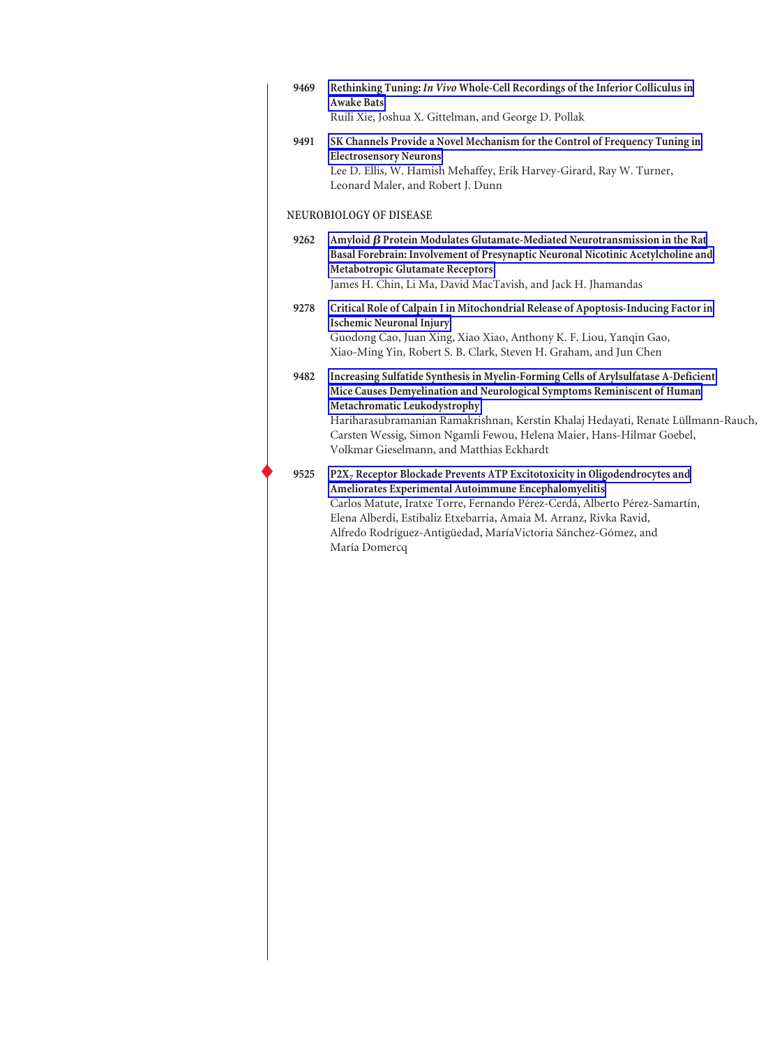9469 **Rethinking Tuning: *In Vivo* Whole-Cell Recordings of the Inferior Colliculus in Awake Bats**
Ruili Xie, Joshua X. Gittelman, and George D. Pollak

9491 **SK Channels Provide a Novel Mechanism for the Control of Frequency Tuning in Electrosensory Neurons**
Lee D. Ellis, W. Hamish Mehaffey, Erik Harvey-Girard, Ray W. Turner, Leonard Maler, and Robert J. Dunn

## NEUROBIOLOGY OF DISEASE

9262 **Amyloid $\beta$ Protein Modulates Glutamate-Mediated Neurotransmission in the Rat Basal Forebrain: Involvement of Presynaptic Neuronal Nicotinic Acetylcholine and Metabotropic Glutamate Receptors**
James H. Chin, Li Ma, David MacTavish, and Jack H. Jhamandas

9278 **Critical Role of Calpain I in Mitochondrial Release of Apoptosis-Inducing Factor in Ischemic Neuronal Injury**
Guodong Cao, Juan Xing, Xiao Xiao, Anthony K. F. Liou, Yanqin Gao, Xiao-Ming Yin, Robert S. B. Clark, Steven H. Graham, and Jun Chen

9482 **Increasing Sulfatide Synthesis in Myelin-Forming Cells of Arylsulfatase A-Deficient Mice Causes Demyelination and Neurological Symptoms Reminiscent of Human Metachromatic Leukodystrophy**
Hariharasubramanian Ramakrishnan, Kerstin Khalaj Hedayati, Renate Lüllmann-Rauch, Carsten Wessig, Simon Ngamli Fewou, Helena Maier, Hans-Hilmar Goebel, Volkmar Gieselmann, and Matthias Eckhardt

9525 **$P2X_7$ Receptor Blockade Prevents ATP Excitotoxicity in Oligodendrocytes and Ameliorates Experimental Autoimmune Encephalomyelitis**
Carlos Matute, Iratxe Torre, Fernando Pérez-Cerdá, Alberto Pérez-Samartín, Elena Alberdi, Estibaliz Etxebarria, Amaia M. Arranz, Rivka Ravid, Alfredo Rodríguez-Antigüedad, MaríaVictoria Sánchez-Gómez, and María Domercq